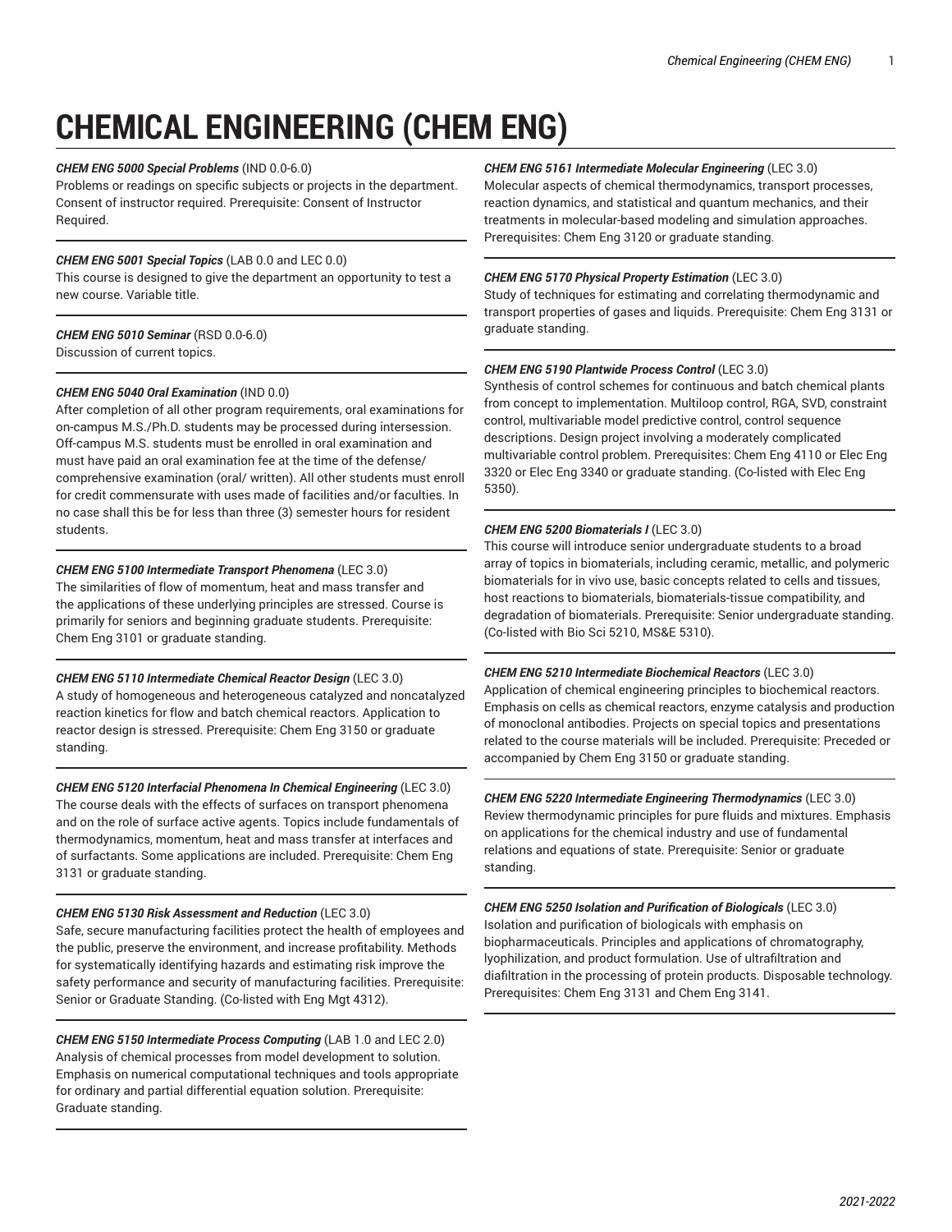# CHEMICAL ENGINEERING (CHEM ENG)

***CHEM ENG 5000 Special Problems*** (IND 0.0-6.0)
Problems or readings on specific subjects or projects in the department. Consent of instructor required. Prerequisite: Consent of Instructor Required.

---

***CHEM ENG 5001 Special Topics*** (LAB 0.0 and LEC 0.0)
This course is designed to give the department an opportunity to test a new course. Variable title.

---

***CHEM ENG 5010 Seminar*** (RSD 0.0-6.0)
Discussion of current topics.

---

***CHEM ENG 5040 Oral Examination*** (IND 0.0)
After completion of all other program requirements, oral examinations for on-campus M.S./Ph.D. students may be processed during intersession. Off-campus M.S. students must be enrolled in oral examination and must have paid an oral examination fee at the time of the defense/ comprehensive examination (oral/ written). All other students must enroll for credit commensurate with uses made of facilities and/or faculties. In no case shall this be for less than three (3) semester hours for resident students.

---

***CHEM ENG 5100 Intermediate Transport Phenomena*** (LEC 3.0)
The similarities of flow of momentum, heat and mass transfer and the applications of these underlying principles are stressed. Course is primarily for seniors and beginning graduate students. Prerequisite: Chem Eng 3101 or graduate standing.

---

***CHEM ENG 5110 Intermediate Chemical Reactor Design*** (LEC 3.0)
A study of homogeneous and heterogeneous catalyzed and noncatalyzed reaction kinetics for flow and batch chemical reactors. Application to reactor design is stressed. Prerequisite: Chem Eng 3150 or graduate standing.

---

***CHEM ENG 5120 Interfacial Phenomena In Chemical Engineering*** (LEC 3.0)
The course deals with the effects of surfaces on transport phenomena and on the role of surface active agents. Topics include fundamentals of thermodynamics, momentum, heat and mass transfer at interfaces and of surfactants. Some applications are included. Prerequisite: Chem Eng 3131 or graduate standing.

---

***CHEM ENG 5130 Risk Assessment and Reduction*** (LEC 3.0)
Safe, secure manufacturing facilities protect the health of employees and the public, preserve the environment, and increase profitability. Methods for systematically identifying hazards and estimating risk improve the safety performance and security of manufacturing facilities. Prerequisite: Senior or Graduate Standing. (Co-listed with Eng Mgt 4312).

---

***CHEM ENG 5150 Intermediate Process Computing*** (LAB 1.0 and LEC 2.0)
Analysis of chemical processes from model development to solution. Emphasis on numerical computational techniques and tools appropriate for ordinary and partial differential equation solution. Prerequisite: Graduate standing.

---

***CHEM ENG 5161 Intermediate Molecular Engineering*** (LEC 3.0)
Molecular aspects of chemical thermodynamics, transport processes, reaction dynamics, and statistical and quantum mechanics, and their treatments in molecular-based modeling and simulation approaches. Prerequisites: Chem Eng 3120 or graduate standing.

---

***CHEM ENG 5170 Physical Property Estimation*** (LEC 3.0)
Study of techniques for estimating and correlating thermodynamic and transport properties of gases and liquids. Prerequisite: Chem Eng 3131 or graduate standing.

---

***CHEM ENG 5190 Plantwide Process Control*** (LEC 3.0)
Synthesis of control schemes for continuous and batch chemical plants from concept to implementation. Multiloop control, RGA, SVD, constraint control, multivariable model predictive control, control sequence descriptions. Design project involving a moderately complicated multivariable control problem. Prerequisites: Chem Eng 4110 or Elec Eng 3320 or Elec Eng 3340 or graduate standing. (Co-listed with Elec Eng 5350).

---

***CHEM ENG 5200 Biomaterials I*** (LEC 3.0)
This course will introduce senior undergraduate students to a broad array of topics in biomaterials, including ceramic, metallic, and polymeric biomaterials for in vivo use, basic concepts related to cells and tissues, host reactions to biomaterials, biomaterials-tissue compatibility, and degradation of biomaterials. Prerequisite: Senior undergraduate standing. (Co-listed with Bio Sci 5210, MS&E 5310).

---

***CHEM ENG 5210 Intermediate Biochemical Reactors*** (LEC 3.0)
Application of chemical engineering principles to biochemical reactors. Emphasis on cells as chemical reactors, enzyme catalysis and production of monoclonal antibodies. Projects on special topics and presentations related to the course materials will be included. Prerequisite: Preceded or accompanied by Chem Eng 3150 or graduate standing.

---

***CHEM ENG 5220 Intermediate Engineering Thermodynamics*** (LEC 3.0)
Review thermodynamic principles for pure fluids and mixtures. Emphasis on applications for the chemical industry and use of fundamental relations and equations of state. Prerequisite: Senior or graduate standing.

---

***CHEM ENG 5250 Isolation and Purification of Biologicals*** (LEC 3.0)
Isolation and purification of biologicals with emphasis on biopharmaceuticals. Principles and applications of chromatography, lyophilization, and product formulation. Use of ultrafiltration and diafiltration in the processing of protein products. Disposable technology. Prerequisites: Chem Eng 3131 and Chem Eng 3141.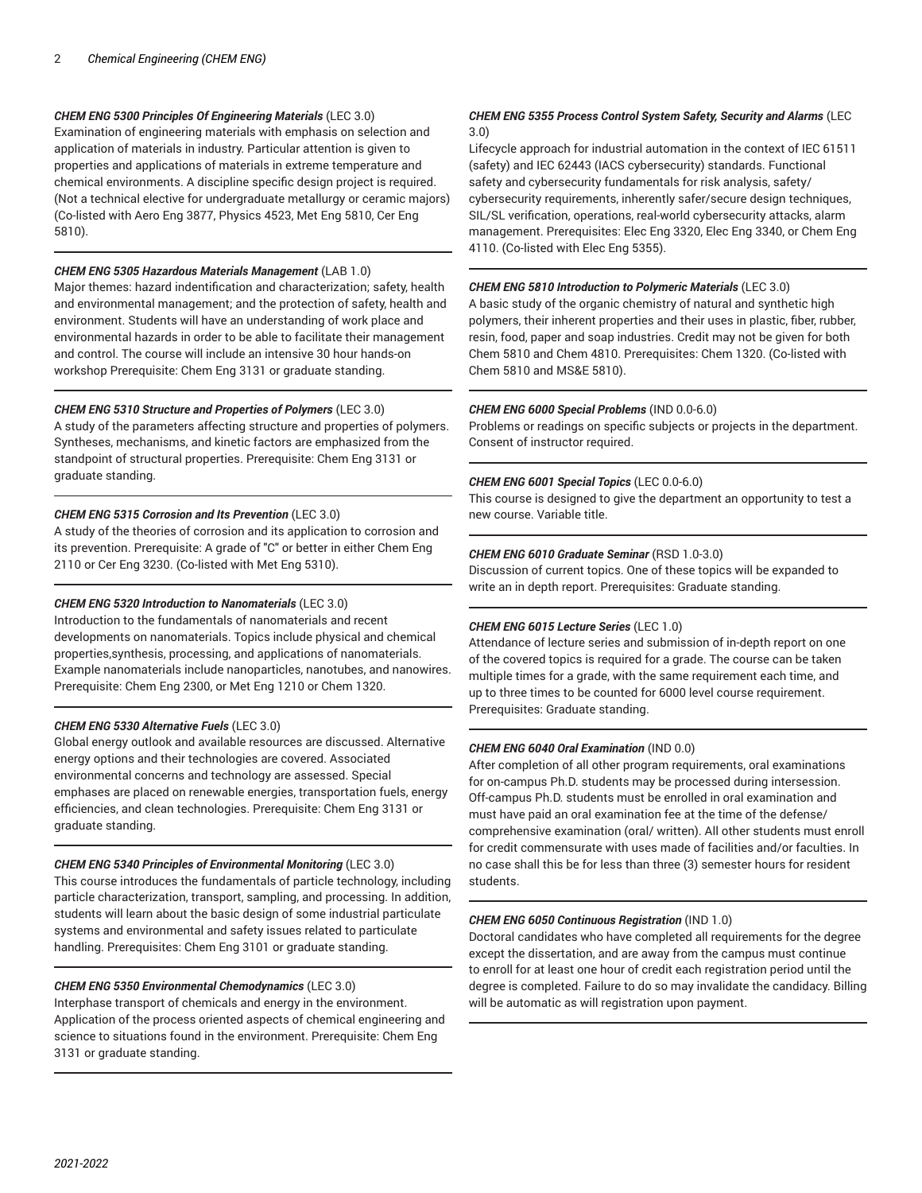***CHEM ENG 5300 Principles Of Engineering Materials*** (LEC 3.0)
Examination of engineering materials with emphasis on selection and application of materials in industry. Particular attention is given to properties and applications of materials in extreme temperature and chemical environments. A discipline specific design project is required. (Not a technical elective for undergraduate metallurgy or ceramic majors) (Co-listed with Aero Eng 3877, Physics 4523, Met Eng 5810, Cer Eng 5810).

***CHEM ENG 5305 Hazardous Materials Management*** (LAB 1.0)
Major themes: hazard indentification and characterization; safety, health and environmental management; and the protection of safety, health and environment. Students will have an understanding of work place and environmental hazards in order to be able to facilitate their management and control. The course will include an intensive 30 hour hands-on workshop Prerequisite: Chem Eng 3131 or graduate standing.

***CHEM ENG 5310 Structure and Properties of Polymers*** (LEC 3.0)
A study of the parameters affecting structure and properties of polymers. Syntheses, mechanisms, and kinetic factors are emphasized from the standpoint of structural properties. Prerequisite: Chem Eng 3131 or graduate standing.

***CHEM ENG 5315 Corrosion and Its Prevention*** (LEC 3.0)
A study of the theories of corrosion and its application to corrosion and its prevention. Prerequisite: A grade of "C" or better in either Chem Eng 2110 or Cer Eng 3230. (Co-listed with Met Eng 5310).

***CHEM ENG 5320 Introduction to Nanomaterials*** (LEC 3.0)
Introduction to the fundamentals of nanomaterials and recent developments on nanomaterials. Topics include physical and chemical properties,synthesis, processing, and applications of nanomaterials. Example nanomaterials include nanoparticles, nanotubes, and nanowires. Prerequisite: Chem Eng 2300, or Met Eng 1210 or Chem 1320.

***CHEM ENG 5330 Alternative Fuels*** (LEC 3.0)
Global energy outlook and available resources are discussed. Alternative energy options and their technologies are covered. Associated environmental concerns and technology are assessed. Special emphases are placed on renewable energies, transportation fuels, energy efficiencies, and clean technologies. Prerequisite: Chem Eng 3131 or graduate standing.

***CHEM ENG 5340 Principles of Environmental Monitoring*** (LEC 3.0)
This course introduces the fundamentals of particle technology, including particle characterization, transport, sampling, and processing. In addition, students will learn about the basic design of some industrial particulate systems and environmental and safety issues related to particulate handling. Prerequisites: Chem Eng 3101 or graduate standing.

***CHEM ENG 5350 Environmental Chemodynamics*** (LEC 3.0)
Interphase transport of chemicals and energy in the environment. Application of the process oriented aspects of chemical engineering and science to situations found in the environment. Prerequisite: Chem Eng 3131 or graduate standing.

***CHEM ENG 5355 Process Control System Safety, Security and Alarms*** (LEC 3.0)
Lifecycle approach for industrial automation in the context of IEC 61511 (safety) and IEC 62443 (IACS cybersecurity) standards. Functional safety and cybersecurity fundamentals for risk analysis, safety/cybersecurity requirements, inherently safer/secure design techniques, SIL/SL verification, operations, real-world cybersecurity attacks, alarm management. Prerequisites: Elec Eng 3320, Elec Eng 3340, or Chem Eng 4110. (Co-listed with Elec Eng 5355).

***CHEM ENG 5810 Introduction to Polymeric Materials*** (LEC 3.0)
A basic study of the organic chemistry of natural and synthetic high polymers, their inherent properties and their uses in plastic, fiber, rubber, resin, food, paper and soap industries. Credit may not be given for both Chem 5810 and Chem 4810. Prerequisites: Chem 1320. (Co-listed with Chem 5810 and MS&E 5810).

***CHEM ENG 6000 Special Problems*** (IND 0.0-6.0)
Problems or readings on specific subjects or projects in the department. Consent of instructor required.

***CHEM ENG 6001 Special Topics*** (LEC 0.0-6.0)
This course is designed to give the department an opportunity to test a new course. Variable title.

***CHEM ENG 6010 Graduate Seminar*** (RSD 1.0-3.0)
Discussion of current topics. One of these topics will be expanded to write an in depth report. Prerequisites: Graduate standing.

***CHEM ENG 6015 Lecture Series*** (LEC 1.0)
Attendance of lecture series and submission of in-depth report on one of the covered topics is required for a grade. The course can be taken multiple times for a grade, with the same requirement each time, and up to three times to be counted for 6000 level course requirement. Prerequisites: Graduate standing.

***CHEM ENG 6040 Oral Examination*** (IND 0.0)
After completion of all other program requirements, oral examinations for on-campus Ph.D. students may be processed during intersession. Off-campus Ph.D. students must be enrolled in oral examination and must have paid an oral examination fee at the time of the defense/comprehensive examination (oral/ written). All other students must enroll for credit commensurate with uses made of facilities and/or faculties. In no case shall this be for less than three (3) semester hours for resident students.

***CHEM ENG 6050 Continuous Registration*** (IND 1.0)
Doctoral candidates who have completed all requirements for the degree except the dissertation, and are away from the campus must continue to enroll for at least one hour of credit each registration period until the degree is completed. Failure to do so may invalidate the candidacy. Billing will be automatic as will registration upon payment.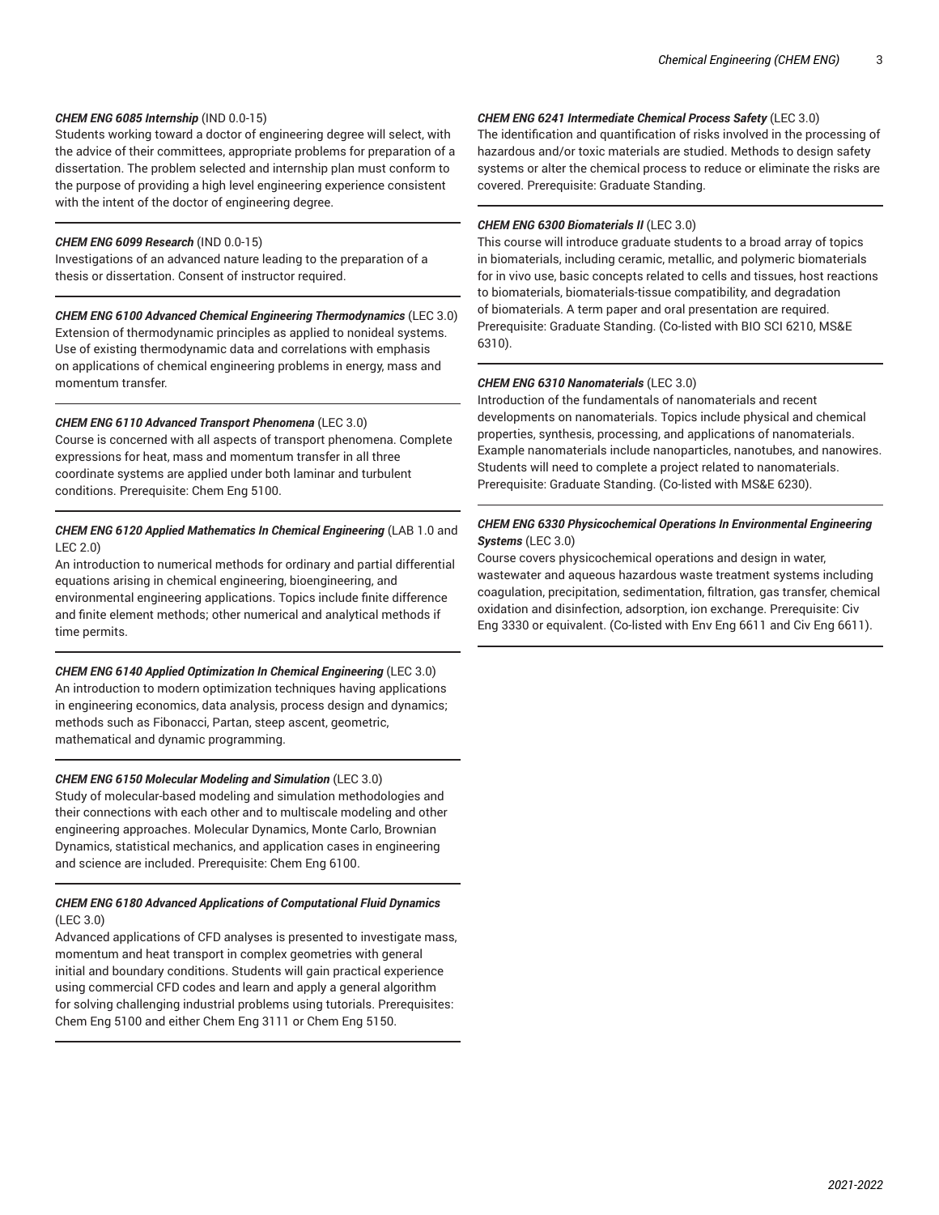***CHEM ENG 6085 Internship*** (IND 0.0-15)
Students working toward a doctor of engineering degree will select, with the advice of their committees, appropriate problems for preparation of a dissertation. The problem selected and internship plan must conform to the purpose of providing a high level engineering experience consistent with the intent of the doctor of engineering degree.

***CHEM ENG 6099 Research*** (IND 0.0-15)
Investigations of an advanced nature leading to the preparation of a thesis or dissertation. Consent of instructor required.

***CHEM ENG 6100 Advanced Chemical Engineering Thermodynamics*** (LEC 3.0)
Extension of thermodynamic principles as applied to nonideal systems. Use of existing thermodynamic data and correlations with emphasis on applications of chemical engineering problems in energy, mass and momentum transfer.

***CHEM ENG 6110 Advanced Transport Phenomena*** (LEC 3.0)
Course is concerned with all aspects of transport phenomena. Complete expressions for heat, mass and momentum transfer in all three coordinate systems are applied under both laminar and turbulent conditions. Prerequisite: Chem Eng 5100.

***CHEM ENG 6120 Applied Mathematics In Chemical Engineering*** (LAB 1.0 and LEC 2.0)
An introduction to numerical methods for ordinary and partial differential equations arising in chemical engineering, bioengineering, and environmental engineering applications. Topics include finite difference and finite element methods; other numerical and analytical methods if time permits.

***CHEM ENG 6140 Applied Optimization In Chemical Engineering*** (LEC 3.0)
An introduction to modern optimization techniques having applications in engineering economics, data analysis, process design and dynamics; methods such as Fibonacci, Partan, steep ascent, geometric, mathematical and dynamic programming.

***CHEM ENG 6150 Molecular Modeling and Simulation*** (LEC 3.0)
Study of molecular-based modeling and simulation methodologies and their connections with each other and to multiscale modeling and other engineering approaches. Molecular Dynamics, Monte Carlo, Brownian Dynamics, statistical mechanics, and application cases in engineering and science are included. Prerequisite: Chem Eng 6100.

***CHEM ENG 6180 Advanced Applications of Computational Fluid Dynamics*** (LEC 3.0)
Advanced applications of CFD analyses is presented to investigate mass, momentum and heat transport in complex geometries with general initial and boundary conditions. Students will gain practical experience using commercial CFD codes and learn and apply a general algorithm for solving challenging industrial problems using tutorials. Prerequisites: Chem Eng 5100 and either Chem Eng 3111 or Chem Eng 5150.

***CHEM ENG 6241 Intermediate Chemical Process Safety*** (LEC 3.0)
The identification and quantification of risks involved in the processing of hazardous and/or toxic materials are studied. Methods to design safety systems or alter the chemical process to reduce or eliminate the risks are covered. Prerequisite: Graduate Standing.

***CHEM ENG 6300 Biomaterials II*** (LEC 3.0)
This course will introduce graduate students to a broad array of topics in biomaterials, including ceramic, metallic, and polymeric biomaterials for in vivo use, basic concepts related to cells and tissues, host reactions to biomaterials, biomaterials-tissue compatibility, and degradation of biomaterials. A term paper and oral presentation are required. Prerequisite: Graduate Standing. (Co-listed with BIO SCI 6210, MS&E 6310).

***CHEM ENG 6310 Nanomaterials*** (LEC 3.0)
Introduction of the fundamentals of nanomaterials and recent developments on nanomaterials. Topics include physical and chemical properties, synthesis, processing, and applications of nanomaterials. Example nanomaterials include nanoparticles, nanotubes, and nanowires. Students will need to complete a project related to nanomaterials. Prerequisite: Graduate Standing. (Co-listed with MS&E 6230).

***CHEM ENG 6330 Physicochemical Operations In Environmental Engineering Systems*** (LEC 3.0)
Course covers physicochemical operations and design in water, wastewater and aqueous hazardous waste treatment systems including coagulation, precipitation, sedimentation, filtration, gas transfer, chemical oxidation and disinfection, adsorption, ion exchange. Prerequisite: Civ Eng 3330 or equivalent. (Co-listed with Env Eng 6611 and Civ Eng 6611).